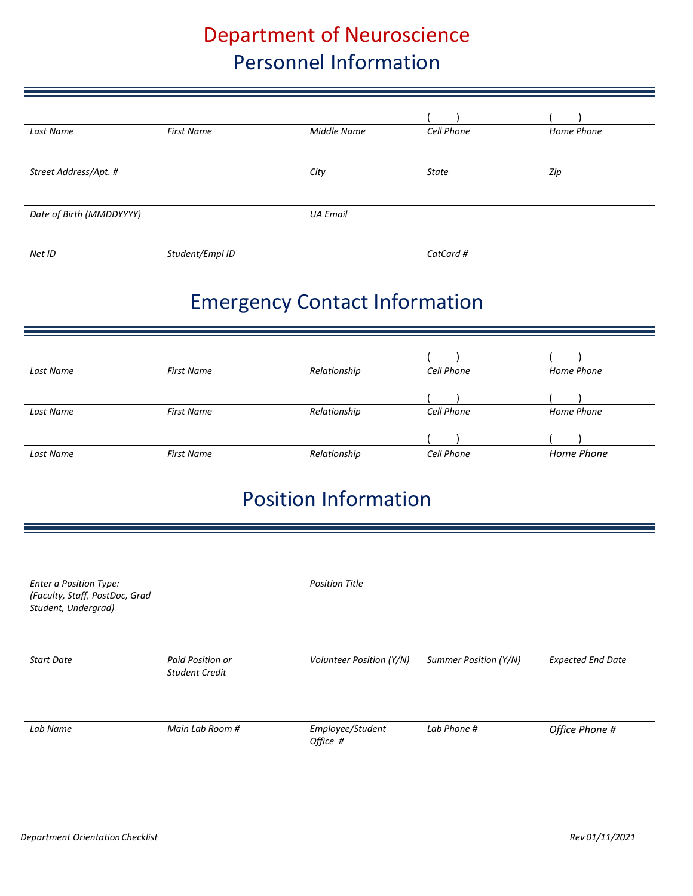# Department of Neuroscience

## Personnel Information

| | | | ( ) | ( ) |
|---|---|---|---|---|
| *Last Name* | *First Name* | *Middle Name* | *Cell Phone* | *Home Phone* |
| *Street Address/Apt. #* | | *City* | *State* | *Zip* |
| *Date of Birth (MMDDYYYY)* | | *UA Email* | | |
| *Net ID* | *Student/Empl ID* | | *CatCard #* | |

## Emergency Contact Information

| | | | ( ) | ( ) |
|---|---|---|---|---|
| *Last Name* | *First Name* | *Relationship* | *Cell Phone* | *Home Phone* |
| | | | ( ) | ( ) |
| *Last Name* | *First Name* | *Relationship* | *Cell Phone* | *Home Phone* |
| | | | ( ) | ( ) |
| *Last Name* | *First Name* | *Relationship* | *Cell Phone* | *Home Phone* |

## Position Information

| | | | | |
|---|---|---|---|---|
| *Enter a Position Type: (Faculty, Staff, PostDoc, Grad Student, Undergrad)* | | *Position Title* | | |
| *Start Date* | *Paid Position or Student Credit* | *Volunteer Position (Y/N)* | *Summer Position (Y/N)* | *Expected End Date* |
| *Lab Name* | *Main Lab Room #* | *Employee/Student Office #* | *Lab Phone #* | *Office Phone #* |

*Department Orientation Checklist* *Rev 01/11/2021*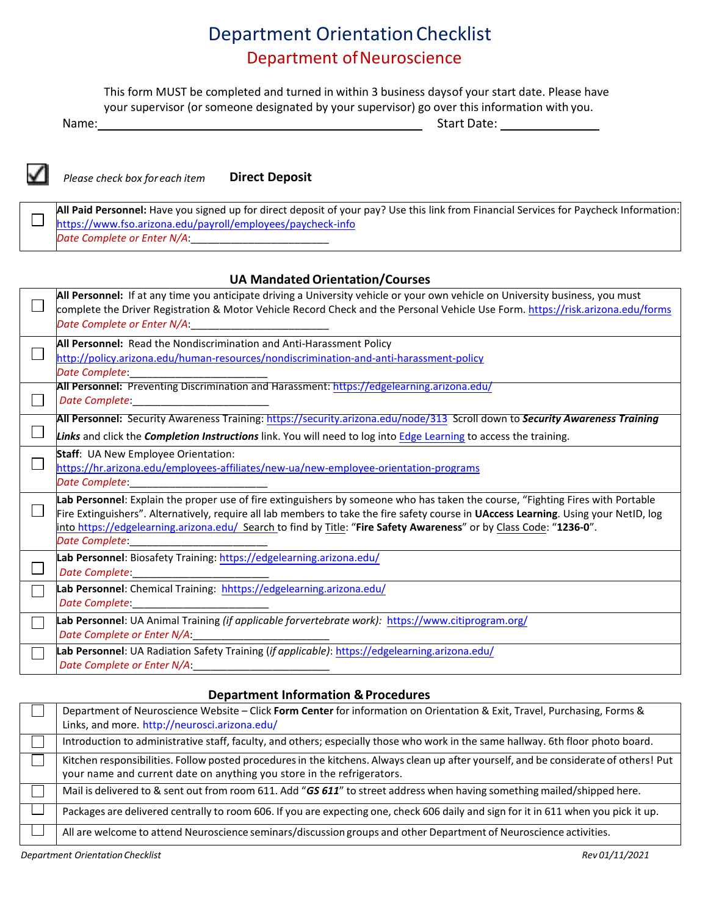# Department Orientation Checklist

## Department of Neuroscience

This form MUST be completed and turned in within 3 business daysof your start date. Please have your supervisor (or someone designated by your supervisor) go over this information with you.

Name:______________________________________________ Start Date: _______________

☑ *Please check box for each item* **Direct Deposit**

| ☐ | **All Paid Personnel:** Have you signed up for direct deposit of your pay? Use this link from Financial Services for Paycheck Information: https://www.fso.arizona.edu/payroll/employees/paycheck-info *Date Complete or Enter N/A*:_______________________ |
|---|---|

### UA Mandated Orientation/Courses

| | |
|---|---|
| ☐ | **All Personnel:** If at any time you anticipate driving a University vehicle or your own vehicle on University business, you must complete the Driver Registration & Motor Vehicle Record Check and the Personal Vehicle Use Form. https://risk.arizona.edu/forms *Date Complete or Enter N/A*:_______________________ |
| ☐ | **All Personnel:** Read the Nondiscrimination and Anti-Harassment Policy http://policy.arizona.edu/human-resources/nondiscrimination-and-anti-harassment-policy *Date Complete*:_______________________ |
| ☐ | **All Personnel:** Preventing Discrimination and Harassment: https://edgelearning.arizona.edu/ *Date Complete*:_______________________ |
| ☐ | **All Personnel:** Security Awareness Training: https://security.arizona.edu/node/313 Scroll down to ***Security Awareness Training Links*** and click the ***Completion Instructions*** link. You will need to log into Edge Learning to access the training. |
| ☐ | **Staff**: UA New Employee Orientation: https://hr.arizona.edu/employees-affiliates/new-ua/new-employee-orientation-programs *Date Complete*:_______________________ |
| ☐ | **Lab Personnel**: Explain the proper use of fire extinguishers by someone who has taken the course, "Fighting Fires with Portable Fire Extinguishers". Alternatively, require all lab members to take the fire safety course in **UAccess Learning**. Using your NetID, log into https://edgelearning.arizona.edu/ Search to find by Title: "**Fire Safety Awareness**" or by Class Code: "**1236-0**". *Date Complete*:_______________________ |
| ☐ | **Lab Personnel**: Biosafety Training: https://edgelearning.arizona.edu/ *Date Complete*:_______________________ |
| ☐ | **Lab Personnel**: Chemical Training: hhttps://edgelearning.arizona.edu/ *Date Complete*:_______________________ |
| ☐ | **Lab Personnel**: UA Animal Training *(if applicable forvertebrate work)*: https://www.citiprogram.org/ *Date Complete or Enter N/A*:_______________________ |
| ☐ | **Lab Personnel**: UA Radiation Safety Training (*if applicable*): https://edgelearning.arizona.edu/ *Date Complete or Enter N/A*:_______________________ |

### Department Information & Procedures

| | |
|---|---|
| ☐ | Department of Neuroscience Website – Click **Form Center** for information on Orientation & Exit, Travel, Purchasing, Forms & Links, and more. http://neurosci.arizona.edu/ |
| ☐ | Introduction to administrative staff, faculty, and others; especially those who work in the same hallway. 6th floor photo board. |
| ☐ | Kitchen responsibilities. Follow posted procedures in the kitchens. Always clean up after yourself, and be considerate of others! Put your name and current date on anything you store in the refrigerators. |
| ☐ | Mail is delivered to & sent out from room 611. Add "***GS 611***" to street address when having something mailed/shipped here. |
| ☐ | Packages are delivered centrally to room 606. If you are expecting one, check 606 daily and sign for it in 611 when you pick it up. |
| ☐ | All are welcome to attend Neuroscience seminars/discussion groups and other Department of Neuroscience activities. |

*Department Orientation Checklist* *Rev 01/11/2021*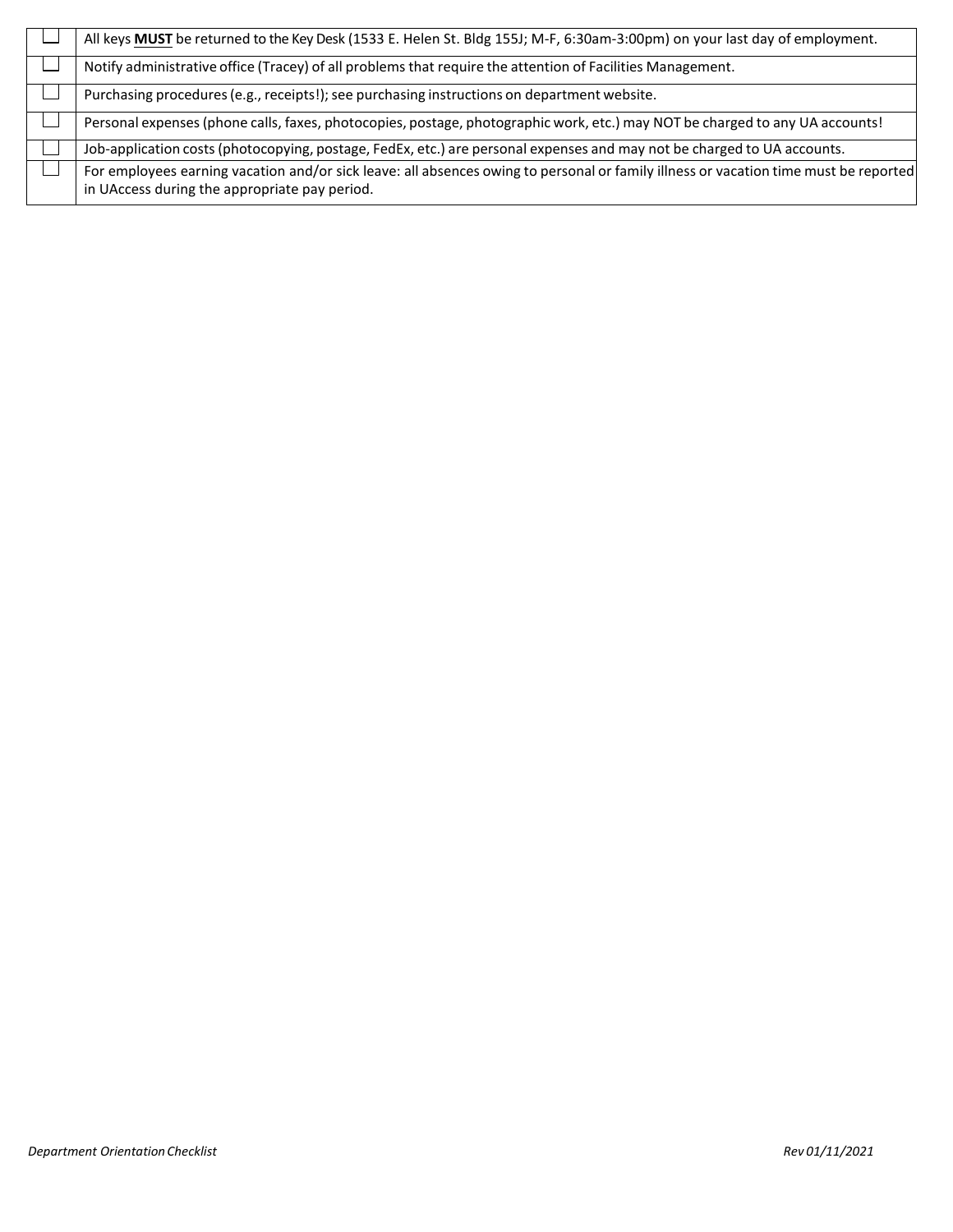| | |
|---|---|
| ☐ | All keys **MUST** be returned to the Key Desk (1533 E. Helen St. Bldg 155J; M-F, 6:30am-3:00pm) on your last day of employment. |
| ☐ | Notify administrative office (Tracey) of all problems that require the attention of Facilities Management. |
| ☐ | Purchasing procedures (e.g., receipts!); see purchasing instructions on department website. |
| ☐ | Personal expenses (phone calls, faxes, photocopies, postage, photographic work, etc.) may NOT be charged to any UA accounts! |
| ☐ | Job-application costs (photocopying, postage, FedEx, etc.) are personal expenses and may not be charged to UA accounts. |
| ☐ | For employees earning vacation and/or sick leave: all absences owing to personal or family illness or vacation time must be reported in UAccess during the appropriate pay period. |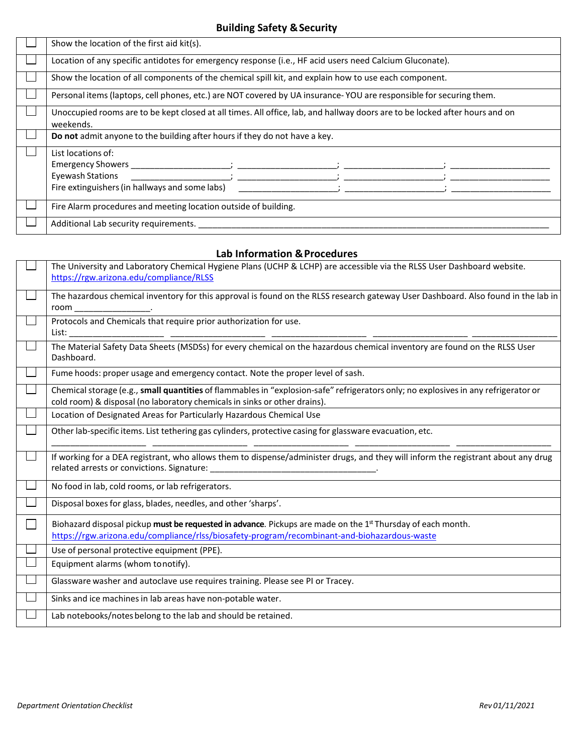## Building Safety & Security

| | |
|---|---|
| ☐ | Show the location of the first aid kit(s). |
| ☐ | Location of any specific antidotes for emergency response (i.e., HF acid users need Calcium Gluconate). |
| ☐ | Show the location of all components of the chemical spill kit, and explain how to use each component. |
| ☐ | Personal items (laptops, cell phones, etc.) are NOT covered by UA insurance- YOU are responsible for securing them. |
| ☐ | Unoccupied rooms are to be kept closed at all times. All office, lab, and hallway doors are to be locked after hours and on weekends. |
| ☐ | **Do not** admit anyone to the building after hours if they do not have a key. |
| ☐ | List locations of:<br>Emergency Showers ____________________; ____________________; ____________________; ____________________<br>Eyewash Stations ____________________; ____________________; ____________________; ____________________<br>Fire extinguishers (in hallways and some labs) ____________________; ____________________; ____________________ |
| ☐ | Fire Alarm procedures and meeting location outside of building. |
| ☐ | Additional Lab security requirements. ______________________________________________________________ |

## Lab Information & Procedures

| | |
|---|---|
| ☐ | The University and Laboratory Chemical Hygiene Plans (UCHP & LCHP) are accessible via the RLSS User Dashboard website. https://rgw.arizona.edu/compliance/RLSS |
| ☐ | The hazardous chemical inventory for this approval is found on the RLSS research gateway User Dashboard. Also found in the lab in room _______________. |
| ☐ | Protocols and Chemicals that require prior authorization for use.<br>List: ____________________ ____________________ ____________________ ____________________ ____________________ |
| ☐ | The Material Safety Data Sheets (MSDSs) for every chemical on the hazardous chemical inventory are found on the RLSS User Dashboard. |
| ☐ | Fume hoods: proper usage and emergency contact. Note the proper level of sash. |
| ☐ | Chemical storage (e.g., **small quantities** of flammables in "explosion-safe" refrigerators only; no explosives in any refrigerator or cold room) & disposal (no laboratory chemicals in sinks or other drains). |
| ☐ | Location of Designated Areas for Particularly Hazardous Chemical Use |
| ☐ | Other lab-specific items. List tethering gas cylinders, protective casing for glassware evacuation, etc.<br>____________________ ____________________ ____________________ ____________________ ____________________ |
| ☐ | If working for a DEA registrant, who allows them to dispense/administer drugs, and they will inform the registrant about any drug related arrests or convictions. Signature: __________________________________. |
| ☐ | No food in lab, cold rooms, or lab refrigerators. |
| ☐ | Disposal boxes for glass, blades, needles, and other 'sharps'. |
| ☐ | Biohazard disposal pickup **must be requested in advance**. Pickups are made on the 1st Thursday of each month. https://rgw.arizona.edu/compliance/rlss/biosafety-program/recombinant-and-biohazardous-waste |
| ☐ | Use of personal protective equipment (PPE). |
| ☐ | Equipment alarms (whom to notify). |
| ☐ | Glassware washer and autoclave use requires training. Please see PI or Tracey. |
| ☐ | Sinks and ice machines in lab areas have non-potable water. |
| ☐ | Lab notebooks/notes belong to the lab and should be retained. |

*Department Orientation Checklist* *Rev 01/11/2021*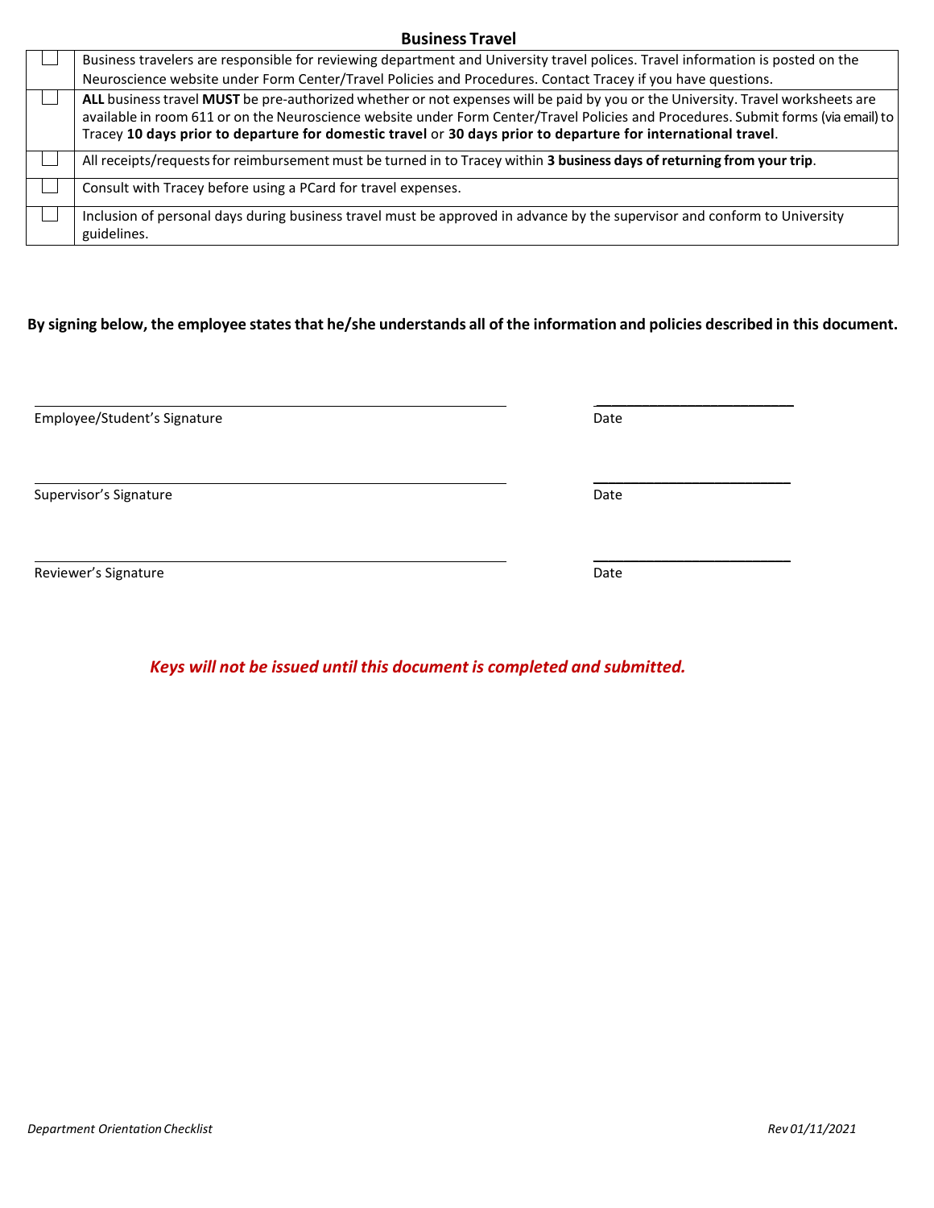## Business Travel

| | |
|---|---|
| ☐ | Business travelers are responsible for reviewing department and University travel polices. Travel information is posted on the Neuroscience website under Form Center/Travel Policies and Procedures. Contact Tracey if you have questions. |
| ☐ | **ALL** business travel **MUST** be pre-authorized whether or not expenses will be paid by you or the University. Travel worksheets are available in room 611 or on the Neuroscience website under Form Center/Travel Policies and Procedures. Submit forms (via email) to Tracey **10 days prior to departure for domestic travel** or **30 days prior to departure for international travel**. |
| ☐ | All receipts/requests for reimbursement must be turned in to Tracey within **3 business days of returning from your trip**. |
| ☐ | Consult with Tracey before using a PCard for travel expenses. |
| ☐ | Inclusion of personal days during business travel must be approved in advance by the supervisor and conform to University guidelines. |

**By signing below, the employee states that he/she understands all of the information and policies described in this document.**

\_\_\_\_\_\_\_\_\_\_\_\_\_\_\_\_\_\_\_\_\_\_\_\_\_\_\_\_\_\_\_\_\_\_\_\_\_\_\_\_ \_\_\_\_\_\_\_\_\_\_\_\_\_\_\_\_\_\_\_\_

Employee/Student's Signature Date

\_\_\_\_\_\_\_\_\_\_\_\_\_\_\_\_\_\_\_\_\_\_\_\_\_\_\_\_\_\_\_\_\_\_\_\_\_\_\_\_ \_\_\_\_\_\_\_\_\_\_\_\_\_\_\_\_\_\_\_\_

Supervisor's Signature Date

\_\_\_\_\_\_\_\_\_\_\_\_\_\_\_\_\_\_\_\_\_\_\_\_\_\_\_\_\_\_\_\_\_\_\_\_\_\_\_\_ \_\_\_\_\_\_\_\_\_\_\_\_\_\_\_\_\_\_\_\_

Reviewer's Signature Date

***Keys will not be issued until this document is completed and submitted.***